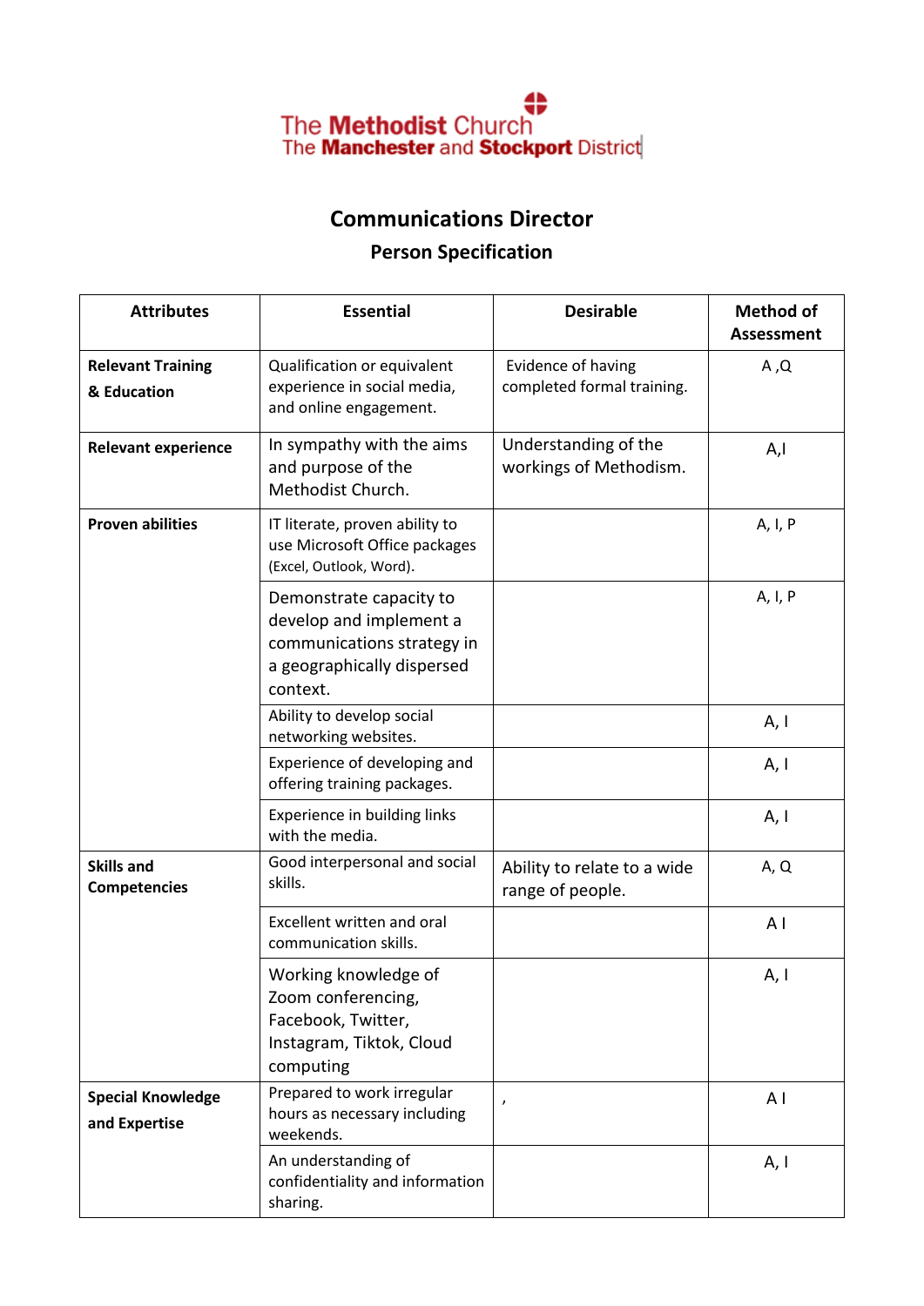The Methodist Church
The Manchester and Stockport District

# Communications Director

## Person Specification

| Attributes | Essential | Desirable | Method of Assessment |
|---|---|---|---|
| **Relevant Training & Education** | Qualification or equivalent experience in social media, and online engagement. | Evidence of having completed formal training. | A ,Q |
| **Relevant experience** | In sympathy with the aims and purpose of the Methodist Church. | Understanding of the workings of Methodism. | A,I |
| **Proven abilities** | IT literate, proven ability to use Microsoft Office packages (Excel, Outlook, Word). | | A, I, P |
| | Demonstrate capacity to develop and implement a communications strategy in a geographically dispersed context. | | A, I, P |
| | Ability to develop social networking websites. | | A, I |
| | Experience of developing and offering training packages. | | A, I |
| | Experience in building links with the media. | | A, I |
| **Skills and Competencies** | Good interpersonal and social skills. | Ability to relate to a wide range of people. | A, Q |
| | Excellent written and oral communication skills. | | A I |
| | Working knowledge of Zoom conferencing, Facebook, Twitter, Instagram, Tiktok, Cloud computing | | A, I |
| **Special Knowledge and Expertise** | Prepared to work irregular hours as necessary including weekends. | , | A I |
| | An understanding of confidentiality and information sharing. | | A, I |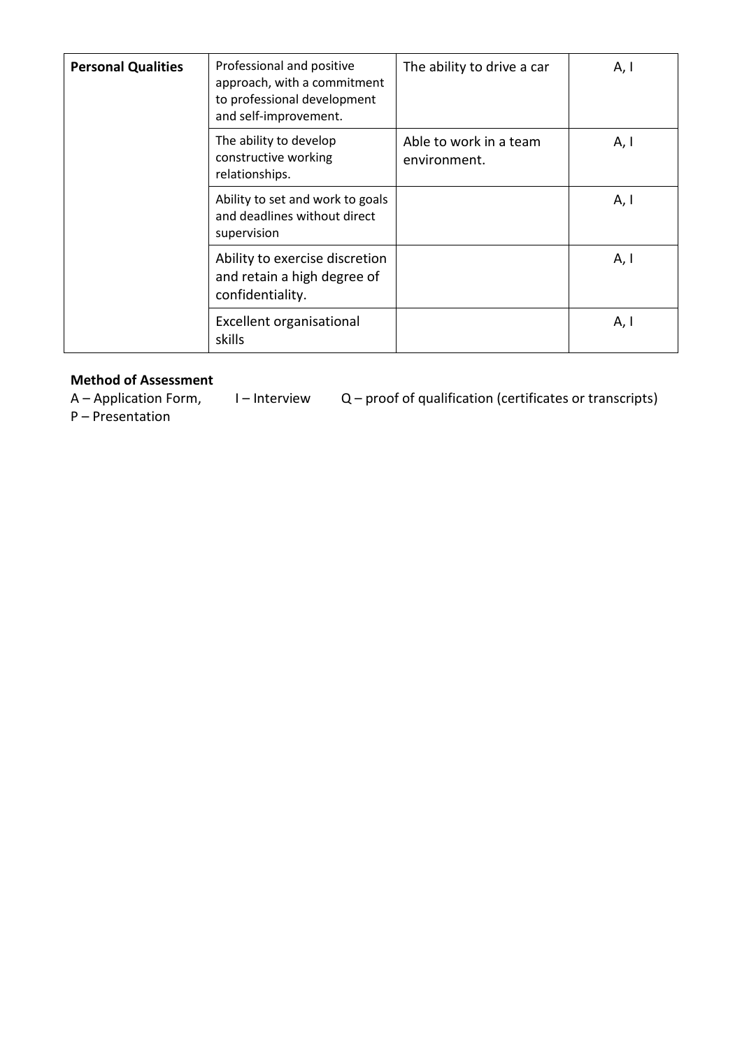| | | | |
|---|---|---|---|
| **Personal Qualities** | Professional and positive approach, with a commitment to professional development and self-improvement. | The ability to drive a car | A, I |
| | The ability to develop constructive working relationships. | Able to work in a team environment. | A, I |
| | Ability to set and work to goals and deadlines without direct supervision | | A, I |
| | Ability to exercise discretion and retain a high degree of confidentiality. | | A, I |
| | Excellent organisational skills | | A, I |

**Method of Assessment**

A – Application Form, I – Interview Q – proof of qualification (certificates or transcripts)
P – Presentation